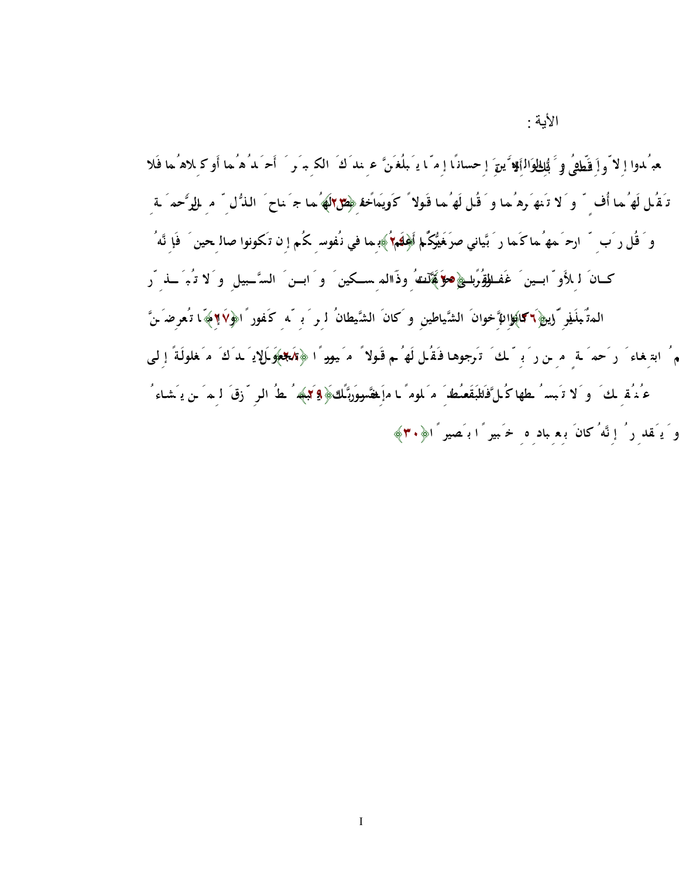الأية :

وَقَضَىٰ رَبُّكَ أَلَّا تَعْبُدُوا إِلَّا إِيَّاهُ وَبِالْوَالِدَيْنِ إِحْسَانًا إِمَّا يَبْلُغَنَّ عِندَكَ الْكِبَرَ أَحَدُهُمَا أَوْ كِلَاهُمَا فَلَا تَقُل لَّهُمَا أُفٍّ وَلَا تَنْهَرْهُمَا وَقُل لَّهُمَا قَوْلًا كَرِيمًا ﴿٢٣﴾ وَاخْفِضْ لَهُمَا جَنَاحَ الذُّلِّ مِنَ الرَّحْمَةِ وَقُل رَّبِّ ارْحَمْهُمَا كَمَا رَبَّيَانِي صَغِيرًا ﴿٢٤﴾ رَّبُّكُمْ أَعْلَمُ بِمَا فِي نُفُوسِكُمْ إِن تَكُونُوا صَالِحِينَ فَإِنَّهُ كَانَ لِلْأَوَّابِينَ غَفُورًا ﴿٢٥﴾ وَآتِ ذَا الْقُرْبَىٰ حَقَّهُ وَالْمِسْكِينَ وَابْنَ السَّبِيلِ وَلَا تُبَذِّرْ تَبْذِيرًا ﴿٢٦﴾ إِنَّ الْمُبَذِّرِينَ كَانُوا إِخْوَانَ الشَّيَاطِينِ وَكَانَ الشَّيْطَانُ لِرَبِّهِ كَفُورًا ﴿٢٧﴾ وَإِمَّا تُعْرِضَنَّ عَنْهُمُ ابْتِغَاءَ رَحْمَةٍ مِّن رَّبِّكَ تَرْجُوهَا فَقُل لَّهُمْ قَوْلًا مَّيْسُورًا ﴿٢٨﴾ وَلَا تَجْعَلْ يَدَكَ مَغْلُولَةً إِلَىٰ عُنُقِكَ وَلَا تَبْسُطْهَا كُلَّ الْبَسْطِ فَتَقْعُدَ مَلُومًا مَّحْسُورًا ﴿٢٩﴾ إِنَّ رَبَّكَ يَبْسُطُ الرِّزْقَ لِمَن يَشَاءُ وَيَقْدِرُ إِنَّهُ كَانَ بِعِبَادِهِ خَبِيرًا بَصِيرًا ﴿٣٠﴾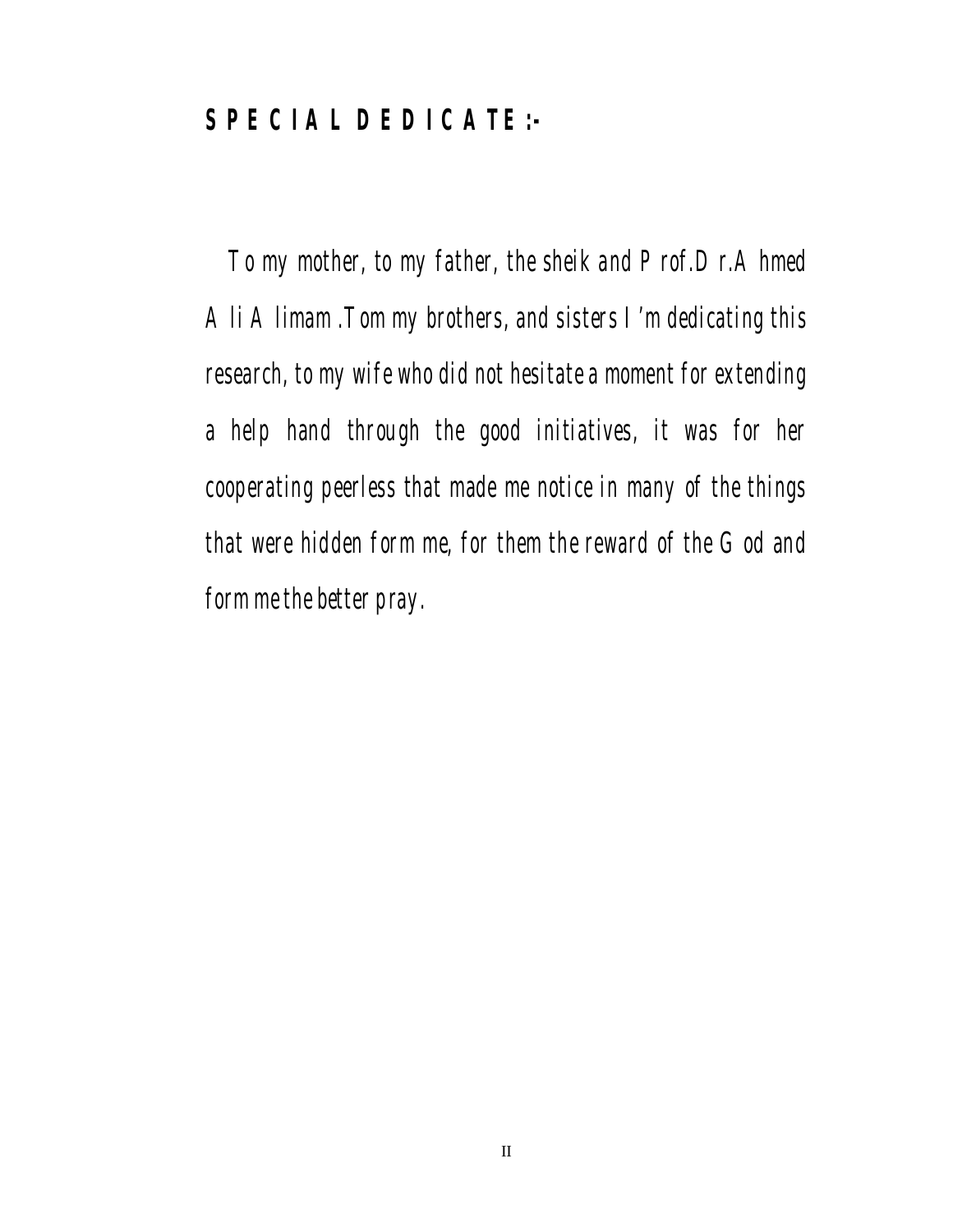## SPECIAL DEDICATE:-

*To my mother, to my father, the sheik and Prof.Dr.Ahmed Ali Alimam.Tom my brothers, and sisters I'm dedicating this research, to my wife who did not hesitate a moment for extending a help hand through the good initiatives, it was for her cooperating peerless that made me notice in many of the things that were hidden form me, for them the reward of the God and form me the better pray.*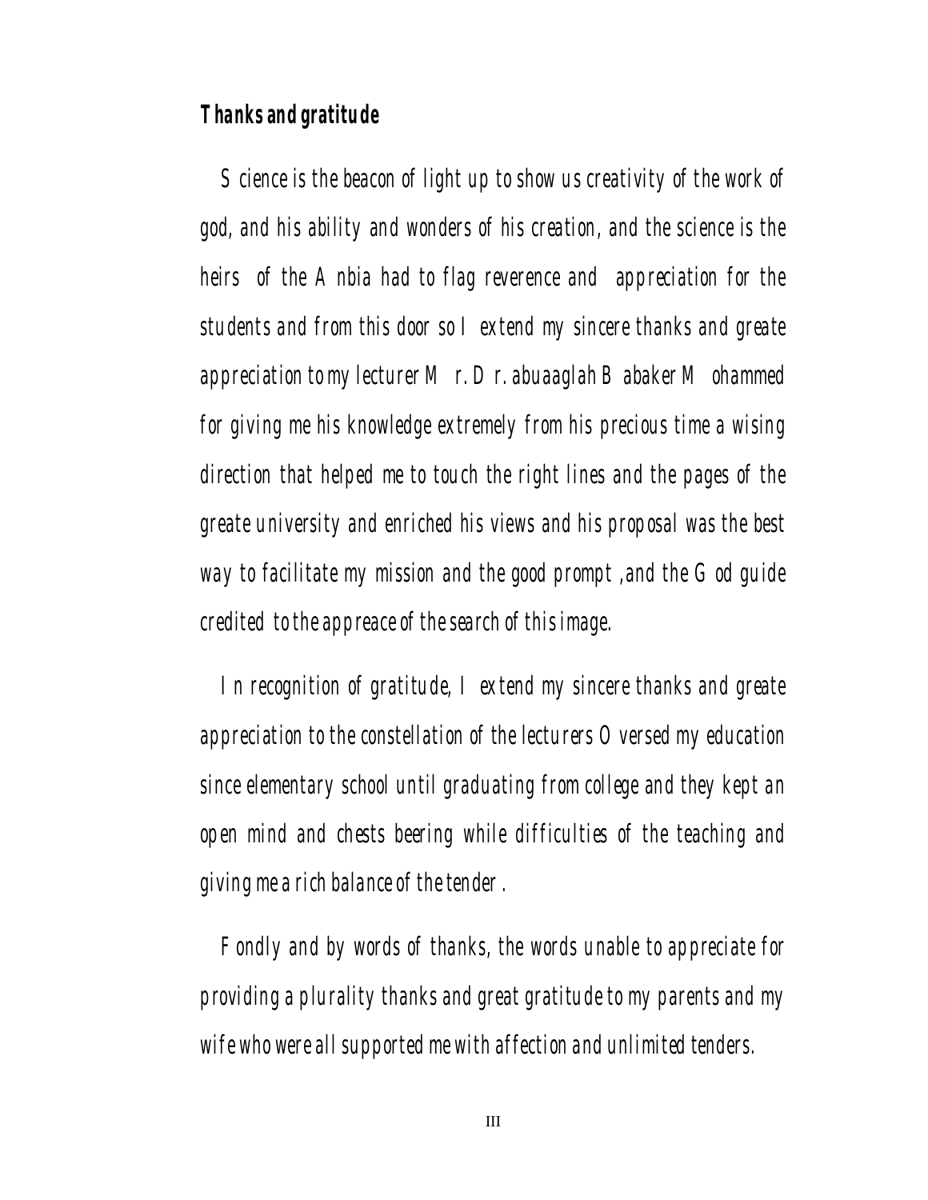**Thanks and gratitude**

Science is the beacon of light up to show us creativity of the work of god, and his ability and wonders of his creation, and the science is the heirs of the Anbia had to flag reverence and appreciation for the students and from this door so I extend my sincere thanks and greate appreciation to my lecturer Mr. Dr. abuaaglah Babaker Mohammed for giving me his knowledge extremely from his precious time a wising direction that helped me to touch the right lines and the pages of the greate university and enriched his views and his proposal was the best way to facilitate my mission and the good prompt ,and the God guide credited to the appreace of the search of this image.

In recognition of gratitude, I extend my sincere thanks and greate appreciation to the constellation of the lecturers Oversed my education since elementary school until graduating from college and they kept an open mind and chests beering while difficulties of the teaching and giving me a rich balance of the tender.

Fondly and by words of thanks, the words unable to appreciate for providing a plurality thanks and great gratitude to my parents and my wife who were all supported me with affection and unlimited tenders.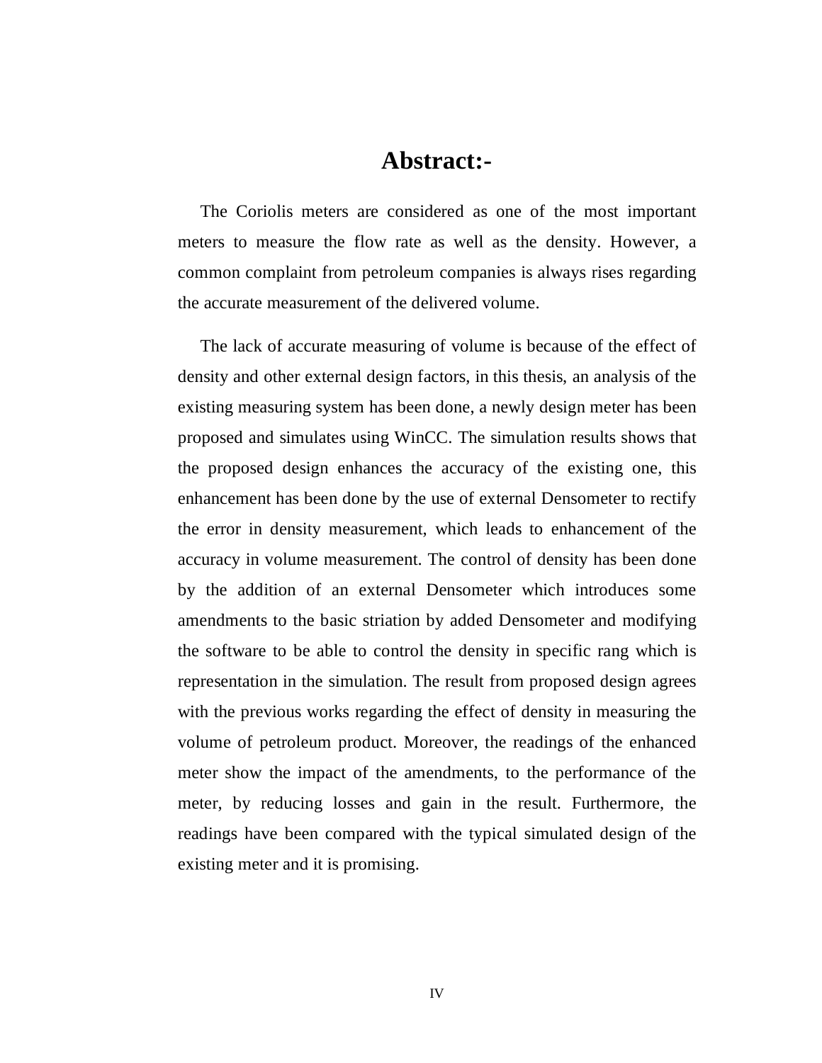# Abstract:-

The Coriolis meters are considered as one of the most important meters to measure the flow rate as well as the density. However, a common complaint from petroleum companies is always rises regarding the accurate measurement of the delivered volume.

The lack of accurate measuring of volume is because of the effect of density and other external design factors, in this thesis, an analysis of the existing measuring system has been done, a newly design meter has been proposed and simulates using WinCC. The simulation results shows that the proposed design enhances the accuracy of the existing one, this enhancement has been done by the use of external Densometer to rectify the error in density measurement, which leads to enhancement of the accuracy in volume measurement. The control of density has been done by the addition of an external Densometer which introduces some amendments to the basic striation by added Densometer and modifying the software to be able to control the density in specific rang which is representation in the simulation. The result from proposed design agrees with the previous works regarding the effect of density in measuring the volume of petroleum product. Moreover, the readings of the enhanced meter show the impact of the amendments, to the performance of the meter, by reducing losses and gain in the result. Furthermore, the readings have been compared with the typical simulated design of the existing meter and it is promising.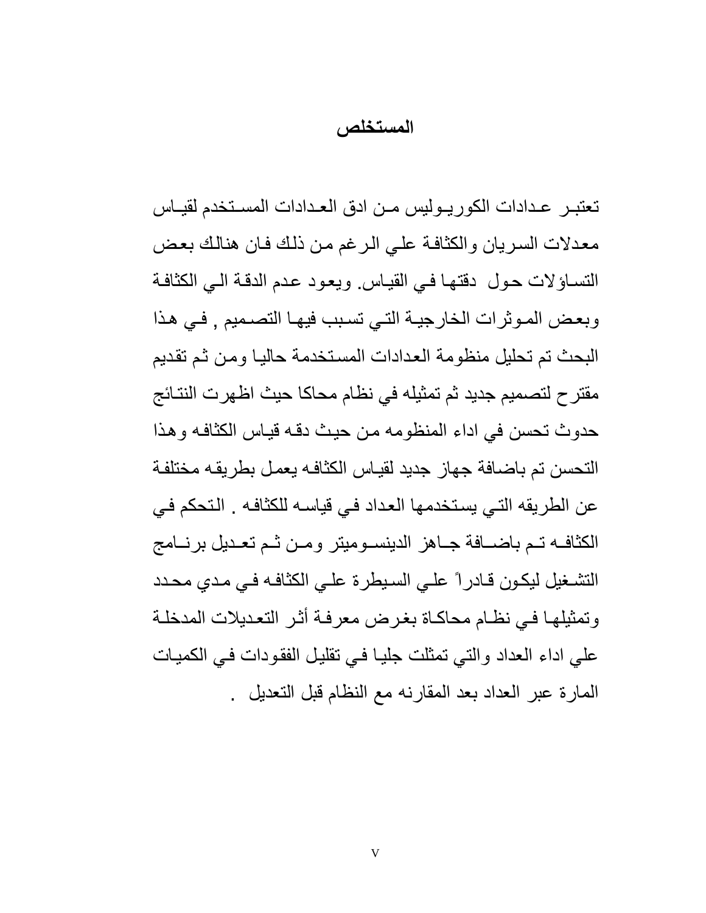## المستخلص

تعتبر عدادات الكوريوليس من ادق العدادات المستخدم لقياس معدلات السريان والكثافة علي الرغم من ذلك فان هنالك بعض التساؤلات حول دقتها في القياس. ويعود عدم الدقة الي الكثافة وبعض الموثرات الخارجية التي تسبب فيها التصميم , في هذا البحث تم تحليل منظومة العدادات المستخدمة حاليا ومن ثم تقديم مقترح لتصميم جديد ثم تمثيله في نظام محاكا حيث اظهرت النتائج حدوث تحسن في اداء المنظومه من حيث دقه قياس الكثافه وهذا التحسن تم باضافة جهاز جديد لقياس الكثافه يعمل بطريقه مختلفة عن الطريقه التي يستخدمها العداد في قياسه للكثافه . التحكم في الكثافه تم باضافة جاهز الدينسوميتر ومن ثم تعديل برنامج التشغيل ليكون قادراً علي السيطرة علي الكثافه في مدي محدد وتمثيلها في نظام محاكاة بغرض معرفة أثر التعديلات المدخلة علي اداء العداد والتي تمثلت جليا في تقليل الفقودات في الكميات المارة عبر العداد بعد المقارنه مع النظام قبل التعديل .